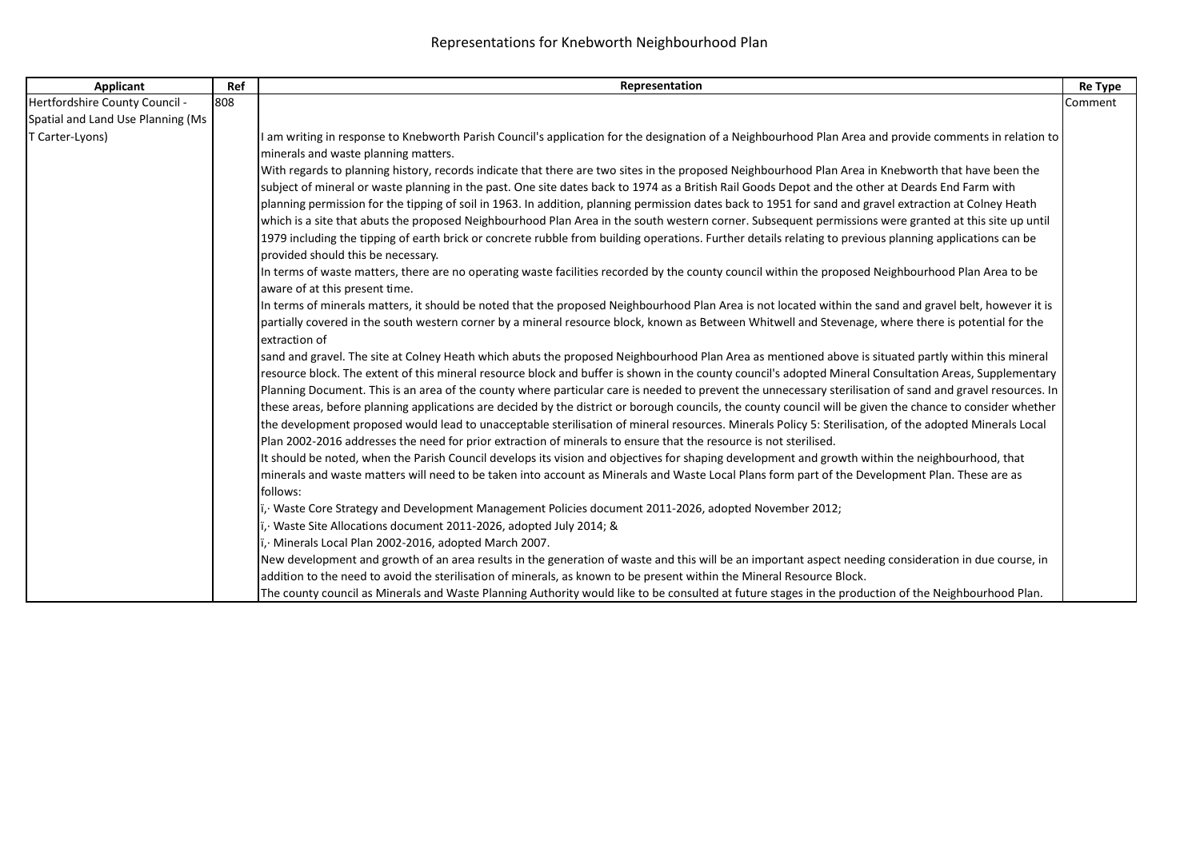# Representations for Knebworth Neighbourhood Plan

| Applicant | Ref | Representation | Re Type |
|---|---|---|---|
| Hertfordshire County Council - Spatial and Land Use Planning (Ms T Carter-Lyons) | 808 | I am writing in response to Knebworth Parish Council's application for the designation of a Neighbourhood Plan Area and provide comments in relation to minerals and waste planning matters.<br>With regards to planning history, records indicate that there are two sites in the proposed Neighbourhood Plan Area in Knebworth that have been the subject of mineral or waste planning in the past. One site dates back to 1974 as a British Rail Goods Depot and the other at Deards End Farm with planning permission for the tipping of soil in 1963. In addition, planning permission dates back to 1951 for sand and gravel extraction at Colney Heath which is a site that abuts the proposed Neighbourhood Plan Area in the south western corner. Subsequent permissions were granted at this site up until 1979 including the tipping of earth brick or concrete rubble from building operations. Further details relating to previous planning applications can be provided should this be necessary.<br>In terms of waste matters, there are no operating waste facilities recorded by the county council within the proposed Neighbourhood Plan Area to be aware of at this present time.<br>In terms of minerals matters, it should be noted that the proposed Neighbourhood Plan Area is not located within the sand and gravel belt, however it is partially covered in the south western corner by a mineral resource block, known as Between Whitwell and Stevenage, where there is potential for the extraction of<br>sand and gravel. The site at Colney Heath which abuts the proposed Neighbourhood Plan Area as mentioned above is situated partly within this mineral resource block. The extent of this mineral resource block and buffer is shown in the county council's adopted Mineral Consultation Areas, Supplementary Planning Document. This is an area of the county where particular care is needed to prevent the unnecessary sterilisation of sand and gravel resources. In these areas, before planning applications are decided by the district or borough councils, the county council will be given the chance to consider whether the development proposed would lead to unacceptable sterilisation of mineral resources. Minerals Policy 5: Sterilisation, of the adopted Minerals Local Plan 2002-2016 addresses the need for prior extraction of minerals to ensure that the resource is not sterilised.<br>It should be noted, when the Parish Council develops its vision and objectives for shaping development and growth within the neighbourhood, that minerals and waste matters will need to be taken into account as Minerals and Waste Local Plans form part of the Development Plan. These are as follows:<br>ï,· Waste Core Strategy and Development Management Policies document 2011-2026, adopted November 2012;<br>ï,· Waste Site Allocations document 2011-2026, adopted July 2014; &<br>ï,· Minerals Local Plan 2002-2016, adopted March 2007.<br>New development and growth of an area results in the generation of waste and this will be an important aspect needing consideration in due course, in addition to the need to avoid the sterilisation of minerals, as known to be present within the Mineral Resource Block.<br>The county council as Minerals and Waste Planning Authority would like to be consulted at future stages in the production of the Neighbourhood Plan. | Comment |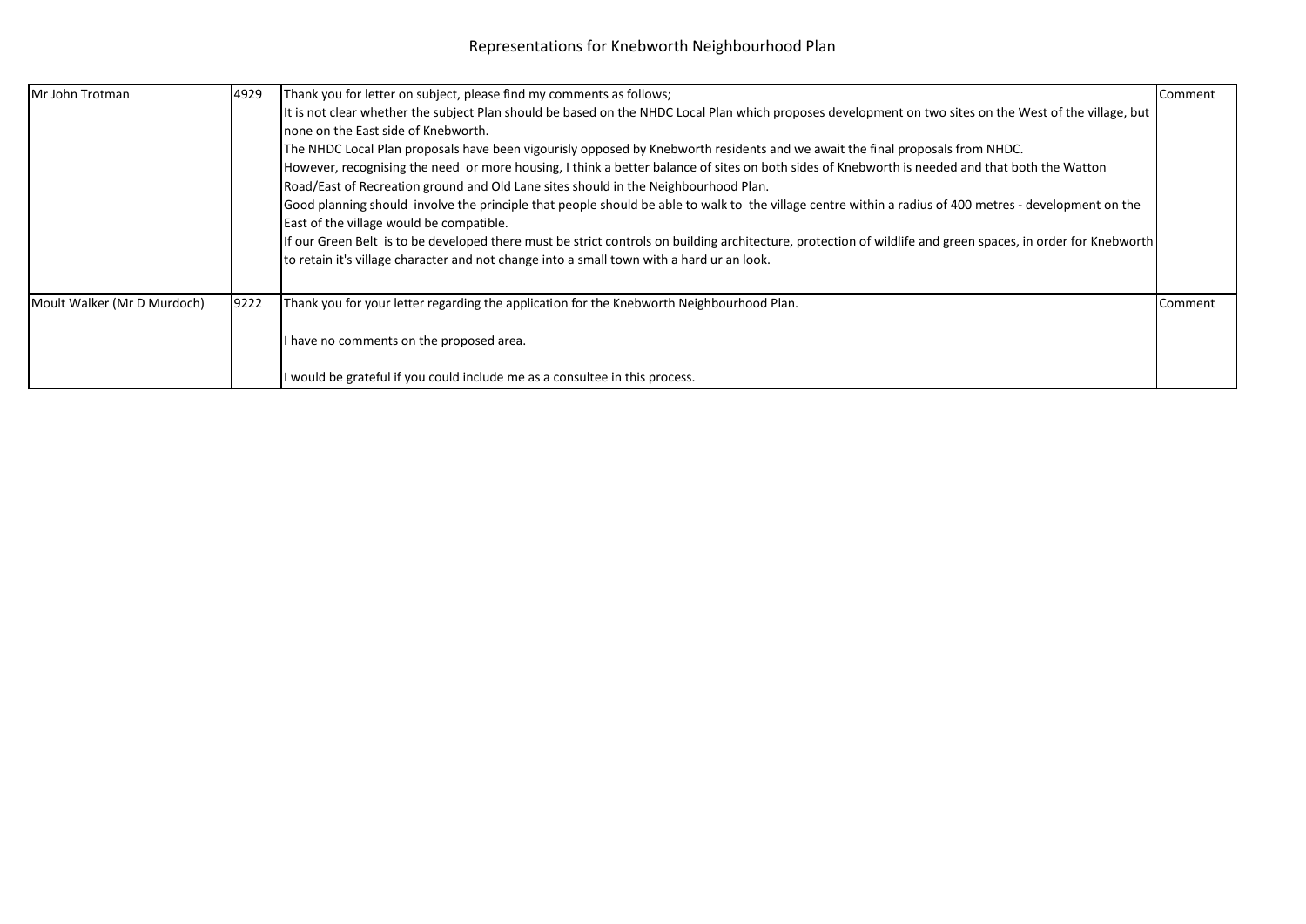# Representations for Knebworth Neighbourhood Plan

| | | | |
|---|---|---|---|
| Mr John Trotman | 4929 | Thank you for letter on subject, please find my comments as follows;<br>It is not clear whether the subject Plan should be based on the NHDC Local Plan which proposes development on two sites on the West of the village, but none on the East side of Knebworth.<br>The NHDC Local Plan proposals have been vigourisly opposed by Knebworth residents and we await the final proposals from NHDC.<br>However, recognising the need  or more housing, I think a better balance of sites on both sides of Knebworth is needed and that both the Watton Road/East of Recreation ground and Old Lane sites should in the Neighbourhood Plan.<br>Good planning should  involve the principle that people should be able to walk to  the village centre within a radius of 400 metres - development on the East of the village would be compatible.<br>If our Green Belt  is to be developed there must be strict controls on building architecture, protection of wildlife and green spaces, in order for Knebworth to retain it's village character and not change into a small town with a hard ur an look. | Comment |
| Moult Walker (Mr D Murdoch) | 9222 | Thank you for your letter regarding the application for the Knebworth Neighbourhood Plan.<br><br>I have no comments on the proposed area.<br><br>I would be grateful if you could include me as a consultee in this process. | Comment |